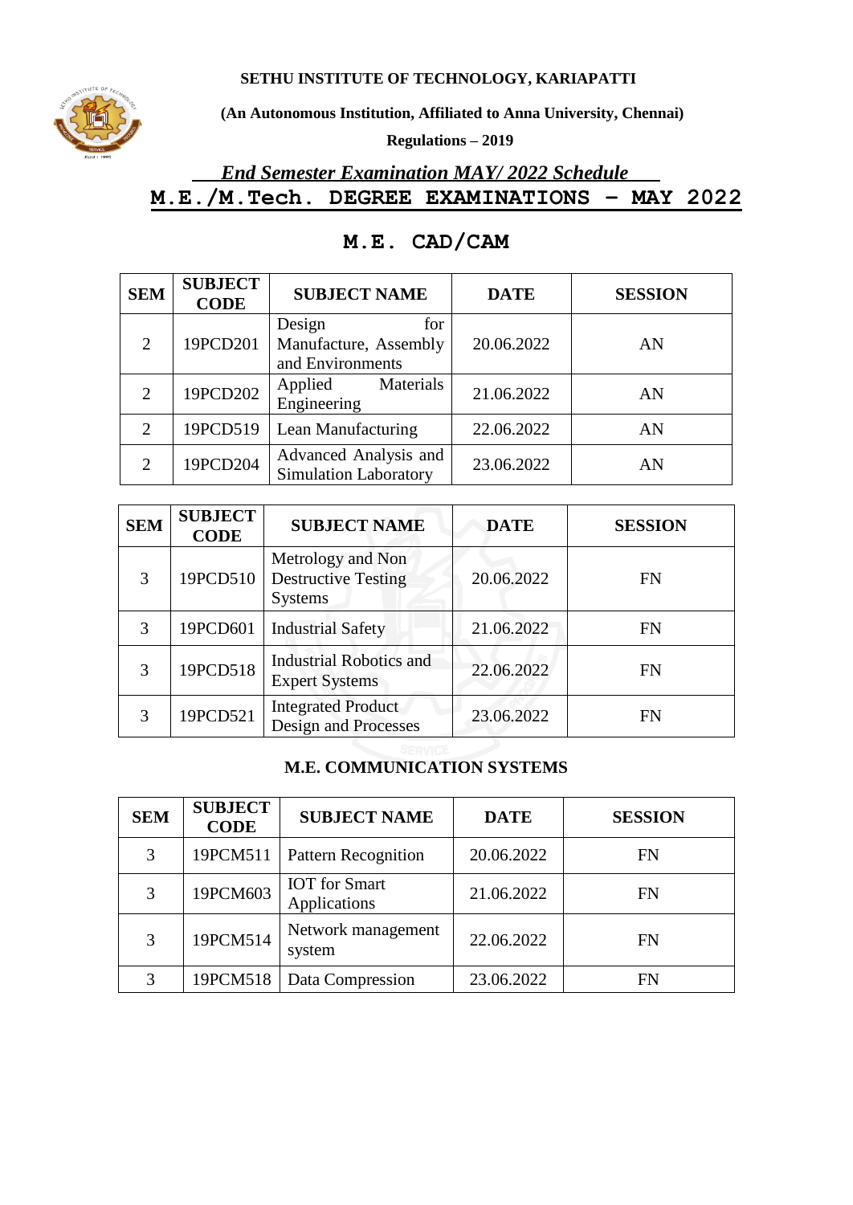**SETHU INSTITUTE OF TECHNOLOGY, KARIAPATTI**

**(An Autonomous Institution, Affiliated to Anna University, Chennai)**

**Regulations – 2019**

***End Semester Examination MAY/ 2022 Schedule***

# M.E./M.Tech. DEGREE EXAMINATIONS – MAY 2022

## M.E. CAD/CAM

| SEM | SUBJECT CODE | SUBJECT NAME | DATE | SESSION |
|---|---|---|---|---|
| 2 | 19PCD201 | Design for Manufacture, Assembly and Environments | 20.06.2022 | AN |
| 2 | 19PCD202 | Applied Materials Engineering | 21.06.2022 | AN |
| 2 | 19PCD519 | Lean Manufacturing | 22.06.2022 | AN |
| 2 | 19PCD204 | Advanced Analysis and Simulation Laboratory | 23.06.2022 | AN |

| SEM | SUBJECT CODE | SUBJECT NAME | DATE | SESSION |
|---|---|---|---|---|
| 3 | 19PCD510 | Metrology and Non Destructive Testing Systems | 20.06.2022 | FN |
| 3 | 19PCD601 | Industrial Safety | 21.06.2022 | FN |
| 3 | 19PCD518 | Industrial Robotics and Expert Systems | 22.06.2022 | FN |
| 3 | 19PCD521 | Integrated Product Design and Processes | 23.06.2022 | FN |

## M.E. COMMUNICATION SYSTEMS

| SEM | SUBJECT CODE | SUBJECT NAME | DATE | SESSION |
|---|---|---|---|---|
| 3 | 19PCM511 | Pattern Recognition | 20.06.2022 | FN |
| 3 | 19PCM603 | IOT for Smart Applications | 21.06.2022 | FN |
| 3 | 19PCM514 | Network management system | 22.06.2022 | FN |
| 3 | 19PCM518 | Data Compression | 23.06.2022 | FN |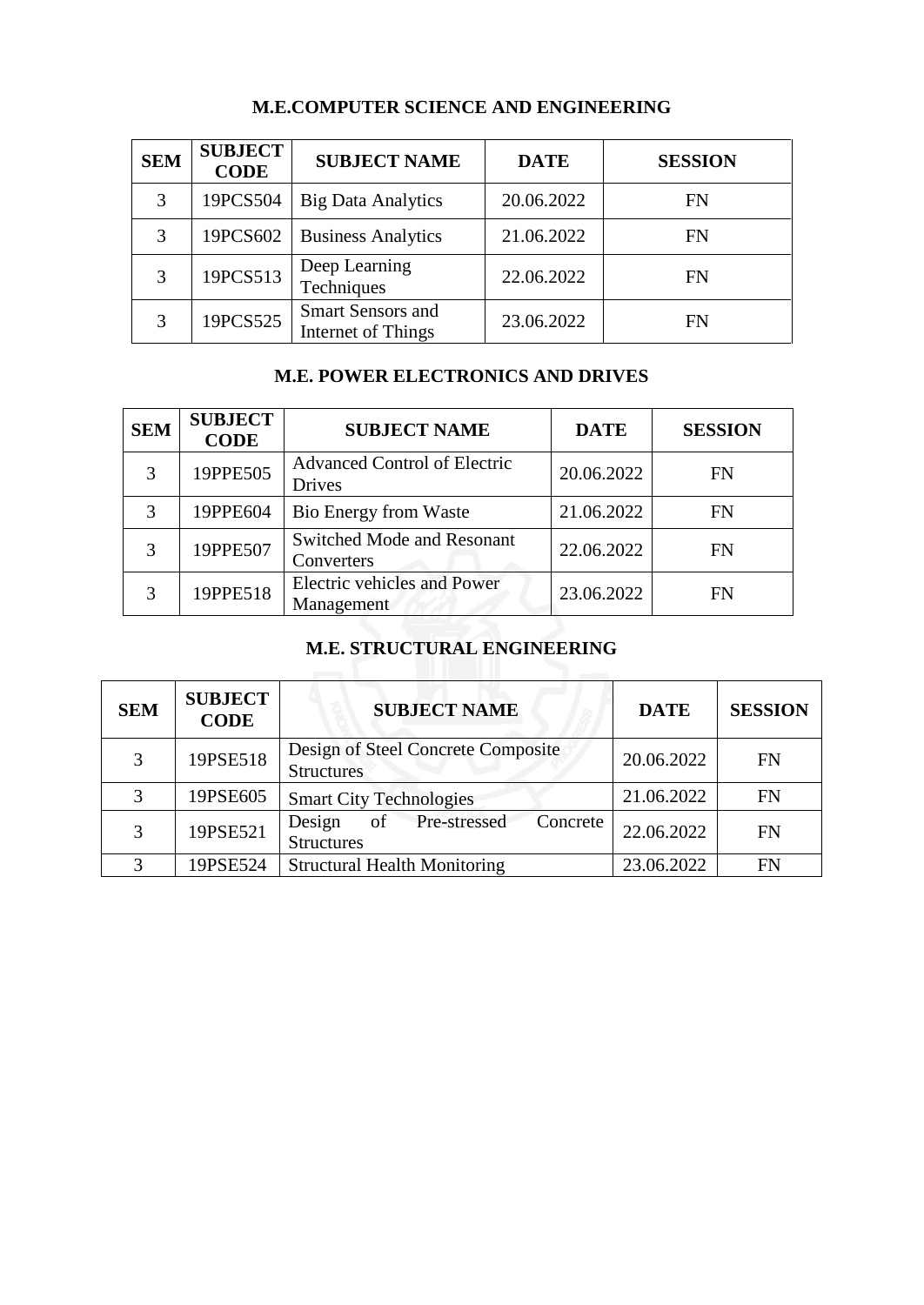### M.E.COMPUTER SCIENCE AND ENGINEERING

| SEM | SUBJECT CODE | SUBJECT NAME | DATE | SESSION |
|---|---|---|---|---|
| 3 | 19PCS504 | Big Data Analytics | 20.06.2022 | FN |
| 3 | 19PCS602 | Business Analytics | 21.06.2022 | FN |
| 3 | 19PCS513 | Deep Learning Techniques | 22.06.2022 | FN |
| 3 | 19PCS525 | Smart Sensors and Internet of Things | 23.06.2022 | FN |

### M.E. POWER ELECTRONICS AND DRIVES

| SEM | SUBJECT CODE | SUBJECT NAME | DATE | SESSION |
|---|---|---|---|---|
| 3 | 19PPE505 | Advanced Control of Electric Drives | 20.06.2022 | FN |
| 3 | 19PPE604 | Bio Energy from Waste | 21.06.2022 | FN |
| 3 | 19PPE507 | Switched Mode and Resonant Converters | 22.06.2022 | FN |
| 3 | 19PPE518 | Electric vehicles and Power Management | 23.06.2022 | FN |

### M.E. STRUCTURAL ENGINEERING

| SEM | SUBJECT CODE | SUBJECT NAME | DATE | SESSION |
|---|---|---|---|---|
| 3 | 19PSE518 | Design of Steel Concrete Composite Structures | 20.06.2022 | FN |
| 3 | 19PSE605 | Smart City Technologies | 21.06.2022 | FN |
| 3 | 19PSE521 | Design of Pre-stressed Concrete Structures | 22.06.2022 | FN |
| 3 | 19PSE524 | Structural Health Monitoring | 23.06.2022 | FN |